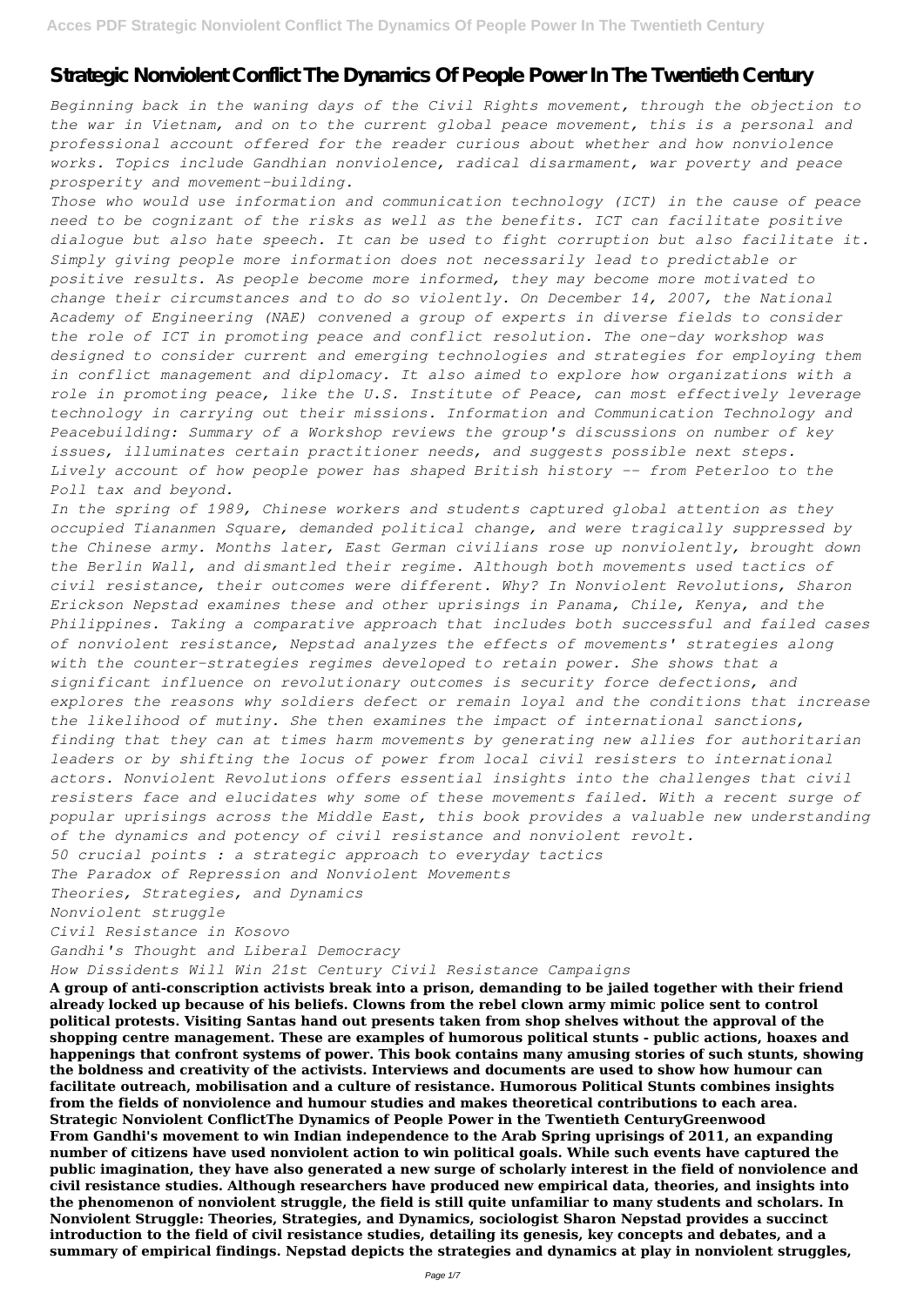# Strategic Nonviolent Conflict The Dynamics Of People Power In The Twentieth Century

*Beginning back in the waning days of the Civil Rights movement, through the objection to the war in Vietnam, and on to the current global peace movement, this is a personal and professional account offered for the reader curious about whether and how nonviolence works. Topics include Gandhian nonviolence, radical disarmament, war poverty and peace prosperity and movement-building.*

*Those who would use information and communication technology (ICT) in the cause of peace need to be cognizant of the risks as well as the benefits. ICT can facilitate positive dialogue but also hate speech. It can be used to fight corruption but also facilitate it. Simply giving people more information does not necessarily lead to predictable or positive results. As people become more informed, they may become more motivated to change their circumstances and to do so violently. On December 14, 2007, the National Academy of Engineering (NAE) convened a group of experts in diverse fields to consider the role of ICT in promoting peace and conflict resolution. The one-day workshop was designed to consider current and emerging technologies and strategies for employing them in conflict management and diplomacy. It also aimed to explore how organizations with a role in promoting peace, like the U.S. Institute of Peace, can most effectively leverage technology in carrying out their missions. Information and Communication Technology and Peacebuilding: Summary of a Workshop reviews the group's discussions on number of key issues, illuminates certain practitioner needs, and suggests possible next steps.*

*Lively account of how people power has shaped British history -- from Peterloo to the Poll tax and beyond.*

*In the spring of 1989, Chinese workers and students captured global attention as they occupied Tiananmen Square, demanded political change, and were tragically suppressed by the Chinese army. Months later, East German civilians rose up nonviolently, brought down the Berlin Wall, and dismantled their regime. Although both movements used tactics of civil resistance, their outcomes were different. Why? In Nonviolent Revolutions, Sharon Erickson Nepstad examines these and other uprisings in Panama, Chile, Kenya, and the Philippines. Taking a comparative approach that includes both successful and failed cases of nonviolent resistance, Nepstad analyzes the effects of movements' strategies along with the counter-strategies regimes developed to retain power. She shows that a significant influence on revolutionary outcomes is security force defections, and explores the reasons why soldiers defect or remain loyal and the conditions that increase the likelihood of mutiny. She then examines the impact of international sanctions, finding that they can at times harm movements by generating new allies for authoritarian leaders or by shifting the locus of power from local civil resisters to international actors. Nonviolent Revolutions offers essential insights into the challenges that civil resisters face and elucidates why some of these movements failed. With a recent surge of popular uprisings across the Middle East, this book provides a valuable new understanding of the dynamics and potency of civil resistance and nonviolent revolt.*

*50 crucial points : a strategic approach to everyday tactics*

*The Paradox of Repression and Nonviolent Movements*

*Theories, Strategies, and Dynamics*

*Nonviolent struggle*

*Civil Resistance in Kosovo*

*Gandhi's Thought and Liberal Democracy*

*How Dissidents Will Win 21st Century Civil Resistance Campaigns*

**A group of anti-conscription activists break into a prison, demanding to be jailed together with their friend already locked up because of his beliefs. Clowns from the rebel clown army mimic police sent to control political protests. Visiting Santas hand out presents taken from shop shelves without the approval of the shopping centre management. These are examples of humorous political stunts - public actions, hoaxes and happenings that confront systems of power. This book contains many amusing stories of such stunts, showing the boldness and creativity of the activists. Interviews and documents are used to show how humour can facilitate outreach, mobilisation and a culture of resistance. Humorous Political Stunts combines insights from the fields of nonviolence and humour studies and makes theoretical contributions to each area.**

**Strategic Nonviolent ConflictThe Dynamics of People Power in the Twentieth CenturyGreenwood**

**From Gandhi's movement to win Indian independence to the Arab Spring uprisings of 2011, an expanding number of citizens have used nonviolent action to win political goals. While such events have captured the public imagination, they have also generated a new surge of scholarly interest in the field of nonviolence and civil resistance studies. Although researchers have produced new empirical data, theories, and insights into the phenomenon of nonviolent struggle, the field is still quite unfamiliar to many students and scholars. In Nonviolent Struggle: Theories, Strategies, and Dynamics, sociologist Sharon Nepstad provides a succinct introduction to the field of civil resistance studies, detailing its genesis, key concepts and debates, and a summary of empirical findings. Nepstad depicts the strategies and dynamics at play in nonviolent struggles,**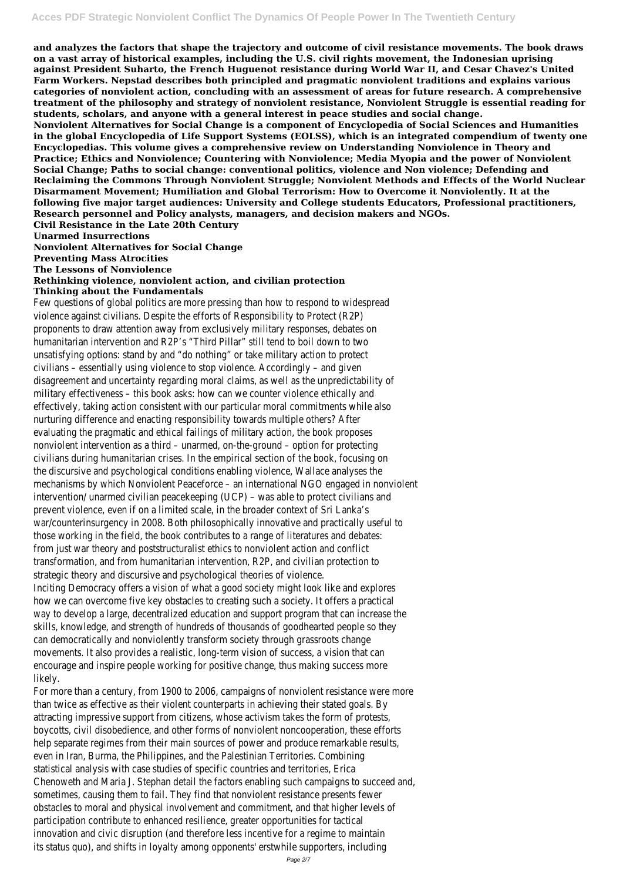**and analyzes the factors that shape the trajectory and outcome of civil resistance movements. The book draws on a vast array of historical examples, including the U.S. civil rights movement, the Indonesian uprising against President Suharto, the French Huguenot resistance during World War II, and Cesar Chavez's United Farm Workers. Nepstad describes both principled and pragmatic nonviolent traditions and explains various categories of nonviolent action, concluding with an assessment of areas for future research. A comprehensive treatment of the philosophy and strategy of nonviolent resistance, Nonviolent Struggle is essential reading for students, scholars, and anyone with a general interest in peace studies and social change.**

**Nonviolent Alternatives for Social Change is a component of Encyclopedia of Social Sciences and Humanities in the global Encyclopedia of Life Support Systems (EOLSS), which is an integrated compendium of twenty one Encyclopedias. This volume gives a comprehensive review on Understanding Nonviolence in Theory and Practice; Ethics and Nonviolence; Countering with Nonviolence; Media Myopia and the power of Nonviolent Social Change; Paths to social change: conventional politics, violence and Non violence; Defending and Reclaiming the Commons Through Nonviolent Struggle; Nonviolent Methods and Effects of the World Nuclear Disarmament Movement; Humiliation and Global Terrorism: How to Overcome it Nonviolently. It at the following five major target audiences: University and College students Educators, Professional practitioners, Research personnel and Policy analysts, managers, and decision makers and NGOs.**

**Civil Resistance in the Late 20th Century**

**Unarmed Insurrections**

**Nonviolent Alternatives for Social Change**

**Preventing Mass Atrocities**

**The Lessons of Nonviolence**

**Rethinking violence, nonviolent action, and civilian protection**

**Thinking about the Fundamentals**

Few questions of global politics are more pressing than how to respond to widespread violence against civilians. Despite the efforts of Responsibility to Protect (R2P) proponents to draw attention away from exclusively military responses, debates on humanitarian intervention and R2P's "Third Pillar" still tend to boil down to two unsatisfying options: stand by and "do nothing" or take military action to protect civilians – essentially using violence to stop violence. Accordingly – and given disagreement and uncertainty regarding moral claims, as well as the unpredictability of military effectiveness – this book asks: how can we counter violence ethically and effectively, taking action consistent with our particular moral commitments while also nurturing difference and enacting responsibility towards multiple others? After evaluating the pragmatic and ethical failings of military action, the book proposes nonviolent intervention as a third – unarmed, on-the-ground – option for protecting civilians during humanitarian crises. In the empirical section of the book, focusing on the discursive and psychological conditions enabling violence, Wallace analyses the mechanisms by which Nonviolent Peaceforce – an international NGO engaged in nonviolent intervention/ unarmed civilian peacekeeping (UCP) – was able to protect civilians and prevent violence, even if on a limited scale, in the broader context of Sri Lanka's war/counterinsurgency in 2008. Both philosophically innovative and practically useful to those working in the field, the book contributes to a range of literatures and debates: from just war theory and poststructuralist ethics to nonviolent action and conflict transformation, and from humanitarian intervention, R2P, and civilian protection to strategic theory and discursive and psychological theories of violence.

Inciting Democracy offers a vision of what a good society might look like and explores how we can overcome five key obstacles to creating such a society. It offers a practical way to develop a large, decentralized education and support program that can increase the skills, knowledge, and strength of hundreds of thousands of goodhearted people so they can democratically and nonviolently transform society through grassroots change movements. It also provides a realistic, long-term vision of success, a vision that can encourage and inspire people working for positive change, thus making success more likely.

For more than a century, from 1900 to 2006, campaigns of nonviolent resistance were more than twice as effective as their violent counterparts in achieving their stated goals. By attracting impressive support from citizens, whose activism takes the form of protests, boycotts, civil disobedience, and other forms of nonviolent noncooperation, these efforts help separate regimes from their main sources of power and produce remarkable results, even in Iran, Burma, the Philippines, and the Palestinian Territories. Combining statistical analysis with case studies of specific countries and territories, Erica Chenoweth and Maria J. Stephan detail the factors enabling such campaigns to succeed and, sometimes, causing them to fail. They find that nonviolent resistance presents fewer obstacles to moral and physical involvement and commitment, and that higher levels of participation contribute to enhanced resilience, greater opportunities for tactical innovation and civic disruption (and therefore less incentive for a regime to maintain its status quo), and shifts in loyalty among opponents' erstwhile supporters, including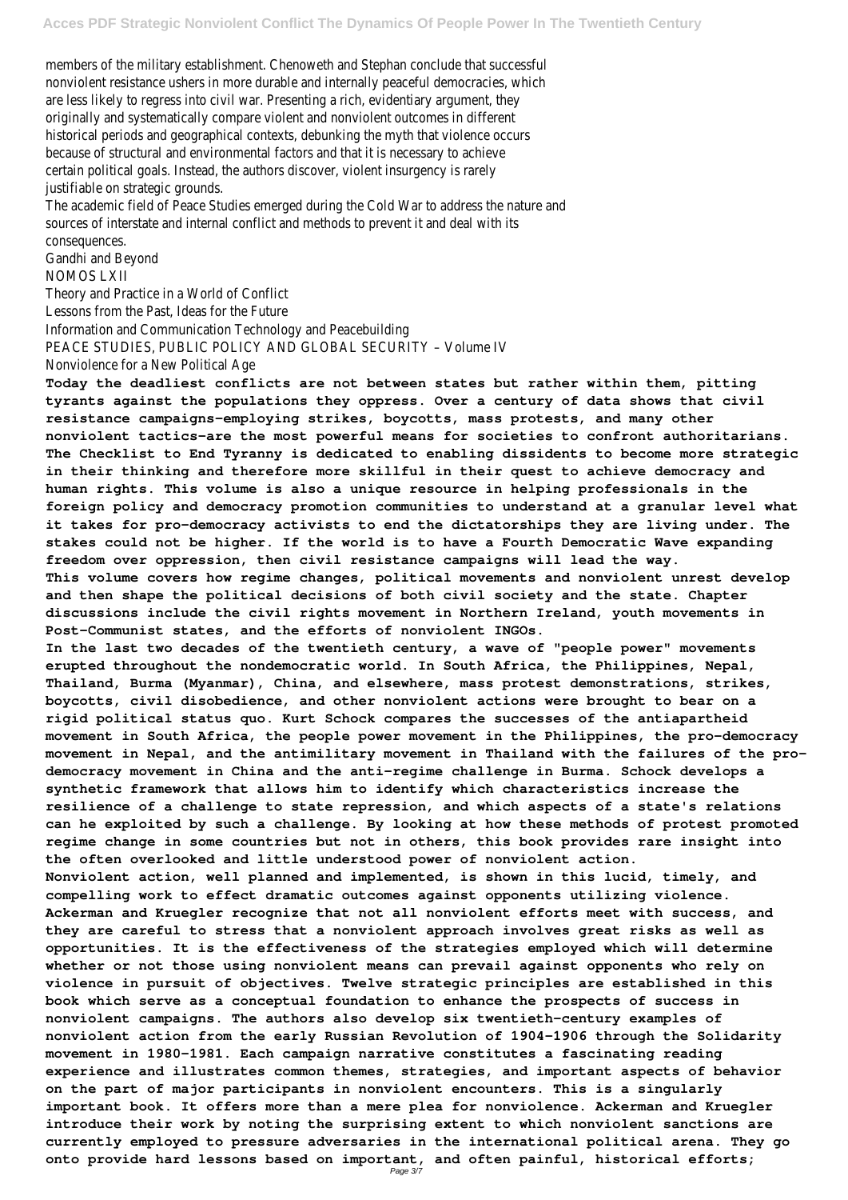members of the military establishment. Chenoweth and Stephan conclude that successful nonviolent resistance ushers in more durable and internally peaceful democracies, which are less likely to regress into civil war. Presenting a rich, evidentiary argument, they originally and systematically compare violent and nonviolent outcomes in different historical periods and geographical contexts, debunking the myth that violence occurs because of structural and environmental factors and that it is necessary to achieve certain political goals. Instead, the authors discover, violent insurgency is rarely justifiable on strategic grounds.

The academic field of Peace Studies emerged during the Cold War to address the nature and sources of interstate and internal conflict and methods to prevent it and deal with its consequences.

Gandhi and Beyond
NOMOS LXII
Theory and Practice in a World of Conflict
Lessons from the Past, Ideas for the Future
Information and Communication Technology and Peacebuilding
PEACE STUDIES, PUBLIC POLICY AND GLOBAL SECURITY – Volume IV
Nonviolence for a New Political Age

**Today the deadliest conflicts are not between states but rather within them, pitting tyrants against the populations they oppress. Over a century of data shows that civil resistance campaigns-employing strikes, boycotts, mass protests, and many other nonviolent tactics-are the most powerful means for societies to confront authoritarians. The Checklist to End Tyranny is dedicated to enabling dissidents to become more strategic in their thinking and therefore more skillful in their quest to achieve democracy and human rights. This volume is also a unique resource in helping professionals in the foreign policy and democracy promotion communities to understand at a granular level what it takes for pro-democracy activists to end the dictatorships they are living under. The stakes could not be higher. If the world is to have a Fourth Democratic Wave expanding freedom over oppression, then civil resistance campaigns will lead the way.**

**This volume covers how regime changes, political movements and nonviolent unrest develop and then shape the political decisions of both civil society and the state. Chapter discussions include the civil rights movement in Northern Ireland, youth movements in Post-Communist states, and the efforts of nonviolent INGOs.**

**In the last two decades of the twentieth century, a wave of "people power" movements erupted throughout the nondemocratic world. In South Africa, the Philippines, Nepal, Thailand, Burma (Myanmar), China, and elsewhere, mass protest demonstrations, strikes, boycotts, civil disobedience, and other nonviolent actions were brought to bear on a rigid political status quo. Kurt Schock compares the successes of the antiapartheid movement in South Africa, the people power movement in the Philippines, the pro-democracy movement in Nepal, and the antimilitary movement in Thailand with the failures of the pro-democracy movement in China and the anti-regime challenge in Burma. Schock develops a synthetic framework that allows him to identify which characteristics increase the resilience of a challenge to state repression, and which aspects of a state's relations can he exploited by such a challenge. By looking at how these methods of protest promoted regime change in some countries but not in others, this book provides rare insight into the often overlooked and little understood power of nonviolent action.**

**Nonviolent action, well planned and implemented, is shown in this lucid, timely, and compelling work to effect dramatic outcomes against opponents utilizing violence. Ackerman and Kruegler recognize that not all nonviolent efforts meet with success, and they are careful to stress that a nonviolent approach involves great risks as well as opportunities. It is the effectiveness of the strategies employed which will determine whether or not those using nonviolent means can prevail against opponents who rely on violence in pursuit of objectives. Twelve strategic principles are established in this book which serve as a conceptual foundation to enhance the prospects of success in nonviolent campaigns. The authors also develop six twentieth-century examples of nonviolent action from the early Russian Revolution of 1904-1906 through the Solidarity movement in 1980-1981. Each campaign narrative constitutes a fascinating reading experience and illustrates common themes, strategies, and important aspects of behavior on the part of major participants in nonviolent encounters. This is a singularly important book. It offers more than a mere plea for nonviolence. Ackerman and Kruegler introduce their work by noting the surprising extent to which nonviolent sanctions are currently employed to pressure adversaries in the international political arena. They go onto provide hard lessons based on important, and often painful, historical efforts;**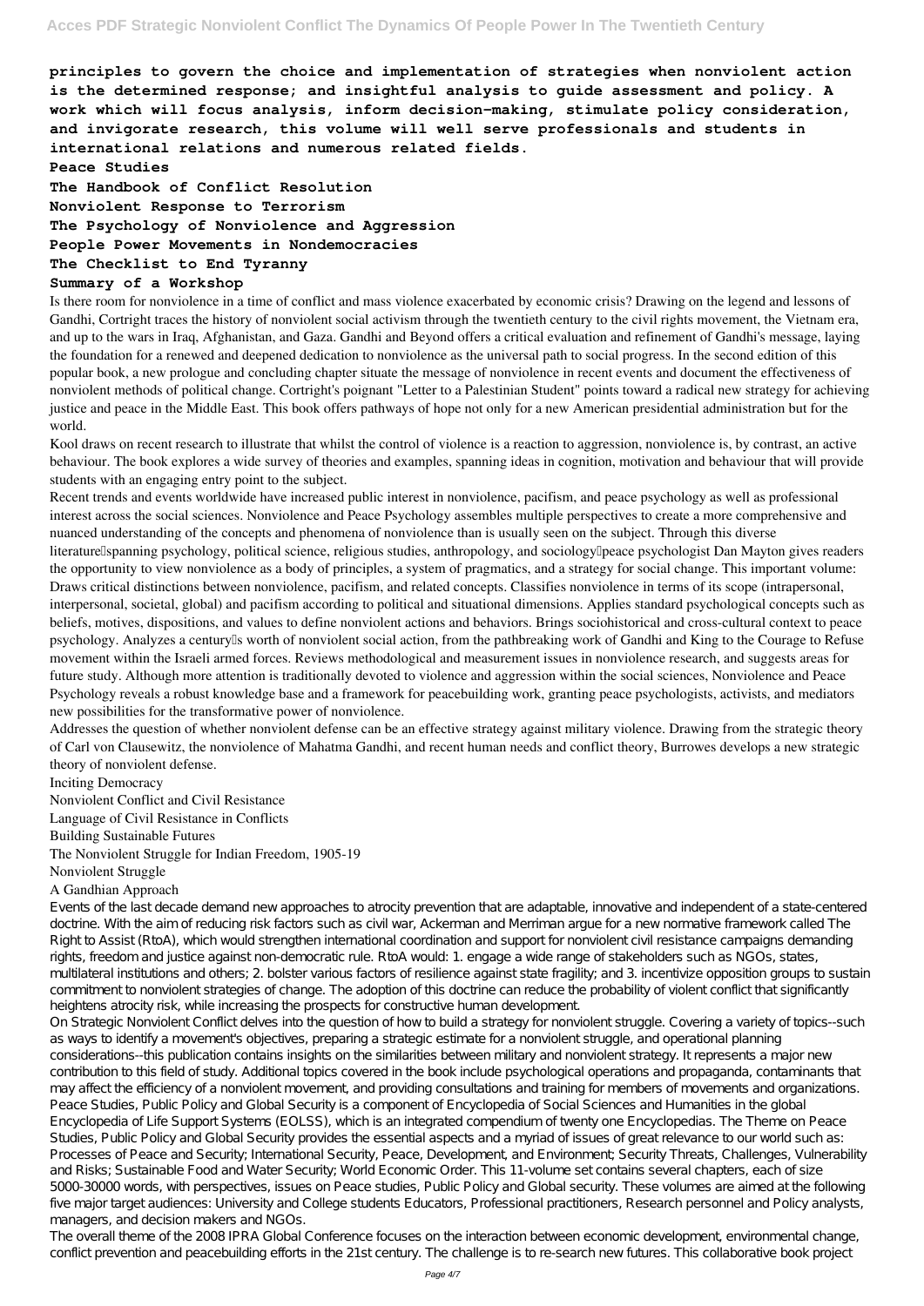**principles to govern the choice and implementation of strategies when nonviolent action is the determined response; and insightful analysis to guide assessment and policy. A work which will focus analysis, inform decision-making, stimulate policy consideration, and invigorate research, this volume will well serve professionals and students in international relations and numerous related fields.**

**Peace Studies**

**The Handbook of Conflict Resolution**

**Nonviolent Response to Terrorism**

**The Psychology of Nonviolence and Aggression**

**People Power Movements in Nondemocracies**

**The Checklist to End Tyranny**

**Summary of a Workshop**

Is there room for nonviolence in a time of conflict and mass violence exacerbated by economic crisis? Drawing on the legend and lessons of Gandhi, Cortright traces the history of nonviolent social activism through the twentieth century to the civil rights movement, the Vietnam era, and up to the wars in Iraq, Afghanistan, and Gaza. Gandhi and Beyond offers a critical evaluation and refinement of Gandhi's message, laying the foundation for a renewed and deepened dedication to nonviolence as the universal path to social progress. In the second edition of this popular book, a new prologue and concluding chapter situate the message of nonviolence in recent events and document the effectiveness of nonviolent methods of political change. Cortright's poignant "Letter to a Palestinian Student" points toward a radical new strategy for achieving justice and peace in the Middle East. This book offers pathways of hope not only for a new American presidential administration but for the world.

Kool draws on recent research to illustrate that whilst the control of violence is a reaction to aggression, nonviolence is, by contrast, an active behaviour. The book explores a wide survey of theories and examples, spanning ideas in cognition, motivation and behaviour that will provide students with an engaging entry point to the subject.

Recent trends and events worldwide have increased public interest in nonviolence, pacifism, and peace psychology as well as professional interest across the social sciences. Nonviolence and Peace Psychology assembles multiple perspectives to create a more comprehensive and nuanced understanding of the concepts and phenomena of nonviolence than is usually seen on the subject. Through this diverse literature—spanning psychology, political science, religious studies, anthropology, and sociology—peace psychologist Dan Mayton gives readers the opportunity to view nonviolence as a body of principles, a system of pragmatics, and a strategy for social change. This important volume: Draws critical distinctions between nonviolence, pacifism, and related concepts. Classifies nonviolence in terms of its scope (intrapersonal, interpersonal, societal, global) and pacifism according to political and situational dimensions. Applies standard psychological concepts such as beliefs, motives, dispositions, and values to define nonviolent actions and behaviors. Brings sociohistorical and cross-cultural context to peace psychology. Analyzes a century's worth of nonviolent social action, from the pathbreaking work of Gandhi and King to the Courage to Refuse movement within the Israeli armed forces. Reviews methodological and measurement issues in nonviolence research, and suggests areas for future study. Although more attention is traditionally devoted to violence and aggression within the social sciences, Nonviolence and Peace Psychology reveals a robust knowledge base and a framework for peacebuilding work, granting peace psychologists, activists, and mediators new possibilities for the transformative power of nonviolence.

Addresses the question of whether nonviolent defense can be an effective strategy against military violence. Drawing from the strategic theory of Carl von Clausewitz, the nonviolence of Mahatma Gandhi, and recent human needs and conflict theory, Burrowes develops a new strategic theory of nonviolent defense.

Inciting Democracy

Nonviolent Conflict and Civil Resistance

Language of Civil Resistance in Conflicts

Building Sustainable Futures

The Nonviolent Struggle for Indian Freedom, 1905-19

Nonviolent Struggle

A Gandhian Approach

Events of the last decade demand new approaches to atrocity prevention that are adaptable, innovative and independent of a state-centered doctrine. With the aim of reducing risk factors such as civil war, Ackerman and Merriman argue for a new normative framework called The Right to Assist (RtoA), which would strengthen international coordination and support for nonviolent civil resistance campaigns demanding rights, freedom and justice against non-democratic rule. RtoA would: 1. engage a wide range of stakeholders such as NGOs, states, multilateral institutions and others; 2. bolster various factors of resilience against state fragility; and 3. incentivize opposition groups to sustain commitment to nonviolent strategies of change. The adoption of this doctrine can reduce the probability of violent conflict that significantly heightens atrocity risk, while increasing the prospects for constructive human development.

On Strategic Nonviolent Conflict delves into the question of how to build a strategy for nonviolent struggle. Covering a variety of topics--such as ways to identify a movement's objectives, preparing a strategic estimate for a nonviolent struggle, and operational planning considerations--this publication contains insights on the similarities between military and nonviolent strategy. It represents a major new contribution to this field of study. Additional topics covered in the book include psychological operations and propaganda, contaminants that may affect the efficiency of a nonviolent movement, and providing consultations and training for members of movements and organizations.

Peace Studies, Public Policy and Global Security is a component of Encyclopedia of Social Sciences and Humanities in the global Encyclopedia of Life Support Systems (EOLSS), which is an integrated compendium of twenty one Encyclopedias. The Theme on Peace Studies, Public Policy and Global Security provides the essential aspects and a myriad of issues of great relevance to our world such as: Processes of Peace and Security; International Security, Peace, Development, and Environment; Security Threats, Challenges, Vulnerability and Risks; Sustainable Food and Water Security; World Economic Order. This 11-volume set contains several chapters, each of size 5000-30000 words, with perspectives, issues on Peace studies, Public Policy and Global security. These volumes are aimed at the following five major target audiences: University and College students Educators, Professional practitioners, Research personnel and Policy analysts, managers, and decision makers and NGOs.

The overall theme of the 2008 IPRA Global Conference focuses on the interaction between economic development, environmental change, conflict prevention and peacebuilding efforts in the 21st century. The challenge is to re-search new futures. This collaborative book project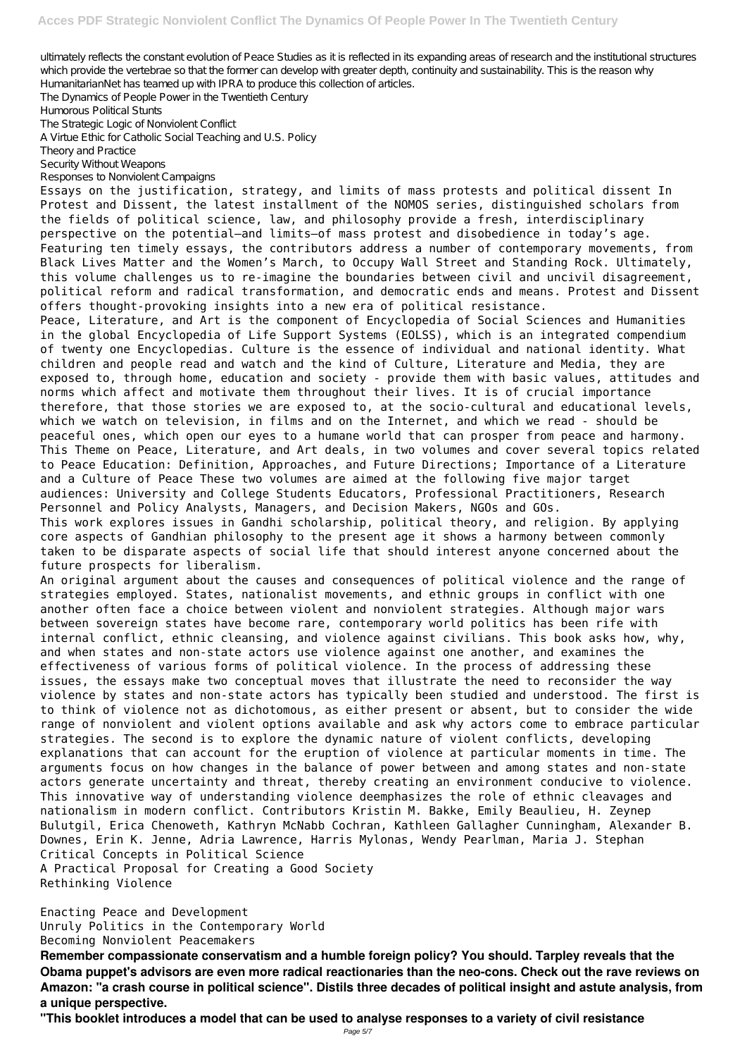ultimately reflects the constant evolution of Peace Studies as it is reflected in its expanding areas of research and the institutional structures which provide the vertebrae so that the former can develop with greater depth, continuity and sustainability. This is the reason why HumanitarianNet has teamed up with IPRA to produce this collection of articles.

The Dynamics of People Power in the Twentieth Century
Humorous Political Stunts
The Strategic Logic of Nonviolent Conflict
A Virtue Ethic for Catholic Social Teaching and U.S. Policy
Theory and Practice
Security Without Weapons
Responses to Nonviolent Campaigns

Essays on the justification, strategy, and limits of mass protests and political dissent In Protest and Dissent, the latest installment of the NOMOS series, distinguished scholars from the fields of political science, law, and philosophy provide a fresh, interdisciplinary perspective on the potential—and limits—of mass protest and disobedience in today's age. Featuring ten timely essays, the contributors address a number of contemporary movements, from Black Lives Matter and the Women's March, to Occupy Wall Street and Standing Rock. Ultimately, this volume challenges us to re-imagine the boundaries between civil and uncivil disagreement, political reform and radical transformation, and democratic ends and means. Protest and Dissent offers thought-provoking insights into a new era of political resistance.

Peace, Literature, and Art is the component of Encyclopedia of Social Sciences and Humanities in the global Encyclopedia of Life Support Systems (EOLSS), which is an integrated compendium of twenty one Encyclopedias. Culture is the essence of individual and national identity. What children and people read and watch and the kind of Culture, Literature and Media, they are exposed to, through home, education and society - provide them with basic values, attitudes and norms which affect and motivate them throughout their lives. It is of crucial importance therefore, that those stories we are exposed to, at the socio-cultural and educational levels, which we watch on television, in films and on the Internet, and which we read - should be peaceful ones, which open our eyes to a humane world that can prosper from peace and harmony. This Theme on Peace, Literature, and Art deals, in two volumes and cover several topics related to Peace Education: Definition, Approaches, and Future Directions; Importance of a Literature and a Culture of Peace These two volumes are aimed at the following five major target audiences: University and College Students Educators, Professional Practitioners, Research Personnel and Policy Analysts, Managers, and Decision Makers, NGOs and GOs.

This work explores issues in Gandhi scholarship, political theory, and religion. By applying core aspects of Gandhian philosophy to the present age it shows a harmony between commonly taken to be disparate aspects of social life that should interest anyone concerned about the future prospects for liberalism.

An original argument about the causes and consequences of political violence and the range of strategies employed. States, nationalist movements, and ethnic groups in conflict with one another often face a choice between violent and nonviolent strategies. Although major wars between sovereign states have become rare, contemporary world politics has been rife with internal conflict, ethnic cleansing, and violence against civilians. This book asks how, why, and when states and non-state actors use violence against one another, and examines the effectiveness of various forms of political violence. In the process of addressing these issues, the essays make two conceptual moves that illustrate the need to reconsider the way violence by states and non-state actors has typically been studied and understood. The first is to think of violence not as dichotomous, as either present or absent, but to consider the wide range of nonviolent and violent options available and ask why actors come to embrace particular strategies. The second is to explore the dynamic nature of violent conflicts, developing explanations that can account for the eruption of violence at particular moments in time. The arguments focus on how changes in the balance of power between and among states and non-state actors generate uncertainty and threat, thereby creating an environment conducive to violence. This innovative way of understanding violence deemphasizes the role of ethnic cleavages and nationalism in modern conflict. Contributors Kristin M. Bakke, Emily Beaulieu, H. Zeynep Bulutgil, Erica Chenoweth, Kathryn McNabb Cochran, Kathleen Gallagher Cunningham, Alexander B. Downes, Erin K. Jenne, Adria Lawrence, Harris Mylonas, Wendy Pearlman, Maria J. Stephan

Critical Concepts in Political Science
A Practical Proposal for Creating a Good Society
Rethinking Violence

Enacting Peace and Development
Unruly Politics in the Contemporary World
Becoming Nonviolent Peacemakers

**Remember compassionate conservatism and a humble foreign policy? You should. Tarpley reveals that the Obama puppet's advisors are even more radical reactionaries than the neo-cons. Check out the rave reviews on Amazon: "a crash course in political science". Distils three decades of political insight and astute analysis, from a unique perspective.**

**"This booklet introduces a model that can be used to analyse responses to a variety of civil resistance**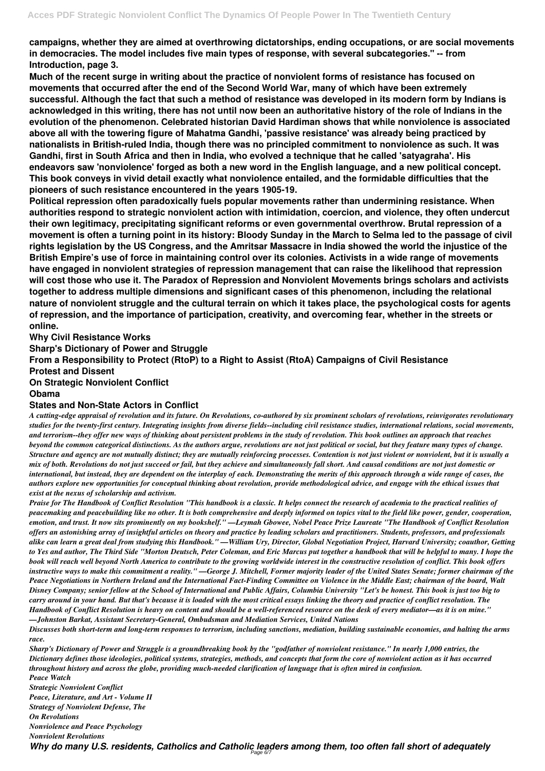**campaigns, whether they are aimed at overthrowing dictatorships, ending occupations, or are social movements in democracies. The model includes five main types of response, with several subcategories." -- from Introduction, page 3.**

**Much of the recent surge in writing about the practice of nonviolent forms of resistance has focused on movements that occurred after the end of the Second World War, many of which have been extremely successful. Although the fact that such a method of resistance was developed in its modern form by Indians is acknowledged in this writing, there has not until now been an authoritative history of the role of Indians in the evolution of the phenomenon. Celebrated historian David Hardiman shows that while nonviolence is associated above all with the towering figure of Mahatma Gandhi, 'passive resistance' was already being practiced by nationalists in British-ruled India, though there was no principled commitment to nonviolence as such. It was Gandhi, first in South Africa and then in India, who evolved a technique that he called 'satyagraha'. His endeavors saw 'nonviolence' forged as both a new word in the English language, and a new political concept. This book conveys in vivid detail exactly what nonviolence entailed, and the formidable difficulties that the pioneers of such resistance encountered in the years 1905-19.**

**Political repression often paradoxically fuels popular movements rather than undermining resistance. When authorities respond to strategic nonviolent action with intimidation, coercion, and violence, they often undercut their own legitimacy, precipitating significant reforms or even governmental overthrow. Brutal repression of a movement is often a turning point in its history: Bloody Sunday in the March to Selma led to the passage of civil rights legislation by the US Congress, and the Amritsar Massacre in India showed the world the injustice of the British Empire's use of force in maintaining control over its colonies. Activists in a wide range of movements have engaged in nonviolent strategies of repression management that can raise the likelihood that repression will cost those who use it. The Paradox of Repression and Nonviolent Movements brings scholars and activists together to address multiple dimensions and significant cases of this phenomenon, including the relational nature of nonviolent struggle and the cultural terrain on which it takes place, the psychological costs for agents of repression, and the importance of participation, creativity, and overcoming fear, whether in the streets or online.**

**Why Civil Resistance Works**

**Sharp's Dictionary of Power and Struggle**

**From a Responsibility to Protect (RtoP) to a Right to Assist (RtoA) Campaigns of Civil Resistance**

**Protest and Dissent**

**On Strategic Nonviolent Conflict**

**Obama**

**States and Non-State Actors in Conflict**

***A cutting-edge appraisal of revolution and its future. On Revolutions, co-authored by six prominent scholars of revolutions, reinvigorates revolutionary studies for the twenty-first century. Integrating insights from diverse fields--including civil resistance studies, international relations, social movements, and terrorism--they offer new ways of thinking about persistent problems in the study of revolution. This book outlines an approach that reaches beyond the common categorical distinctions. As the authors argue, revolutions are not just political or social, but they feature many types of change. Structure and agency are not mutually distinct; they are mutually reinforcing processes. Contention is not just violent or nonviolent, but it is usually a mix of both. Revolutions do not just succeed or fail, but they achieve and simultaneously fall short. And causal conditions are not just domestic or international, but instead, they are dependent on the interplay of each. Demonstrating the merits of this approach through a wide range of cases, the authors explore new opportunities for conceptual thinking about revolution, provide methodological advice, and engage with the ethical issues that exist at the nexus of scholarship and activism.***

***Praise for The Handbook of Conflict Resolution "This handbook is a classic. It helps connect the research of academia to the practical realities of peacemaking and peacebuilding like no other. It is both comprehensive and deeply informed on topics vital to the field like power, gender, cooperation, emotion, and trust. It now sits prominently on my bookshelf." —Leymah Gbowee, Nobel Peace Prize Laureate "The Handbook of Conflict Resolution offers an astonishing array of insightful articles on theory and practice by leading scholars and practitioners. Students, professors, and professionals alike can learn a great deal from studying this Handbook." —William Ury, Director, Global Negotiation Project, Harvard University; coauthor, Getting to Yes and author, The Third Side "Morton Deutsch, Peter Coleman, and Eric Marcus put together a handbook that will be helpful to many. I hope the book will reach well beyond North America to contribute to the growing worldwide interest in the constructive resolution of conflict. This book offers instructive ways to make this commitment a reality." —George J. Mitchell, Former majority leader of the United States Senate; former chairman of the Peace Negotiations in Northern Ireland and the International Fact-Finding Committee on Violence in the Middle East; chairman of the board, Walt Disney Company; senior fellow at the School of International and Public Affairs, Columbia University "Let's be honest. This book is just too big to carry around in your hand. But that's because it is loaded with the most critical essays linking the theory and practice of conflict resolution. The Handbook of Conflict Resolution is heavy on content and should be a well-referenced resource on the desk of every mediator—as it is on mine." —Johnston Barkat, Assistant Secretary-General, Ombudsman and Mediation Services, United Nations***

***Discusses both short-term and long-term responses to terrorism, including sanctions, mediation, building sustainable economies, and halting the arms race.***

***Sharp's Dictionary of Power and Struggle is a groundbreaking book by the "godfather of nonviolent resistance." In nearly 1,000 entries, the Dictionary defines those ideologies, political systems, strategies, methods, and concepts that form the core of nonviolent action as it has occurred throughout history and across the globe, providing much-needed clarification of language that is often mired in confusion.***

***Peace Watch***

***Strategic Nonviolent Conflict***

***Peace, Literature, and Art - Volume II***

***Strategy of Nonviolent Defense, The***

***On Revolutions***

***Nonviolence and Peace Psychology***

***Nonviolent Revolutions***

***Why do many U.S. residents, Catholics and Catholic leaders among them, too often fall short of adequately***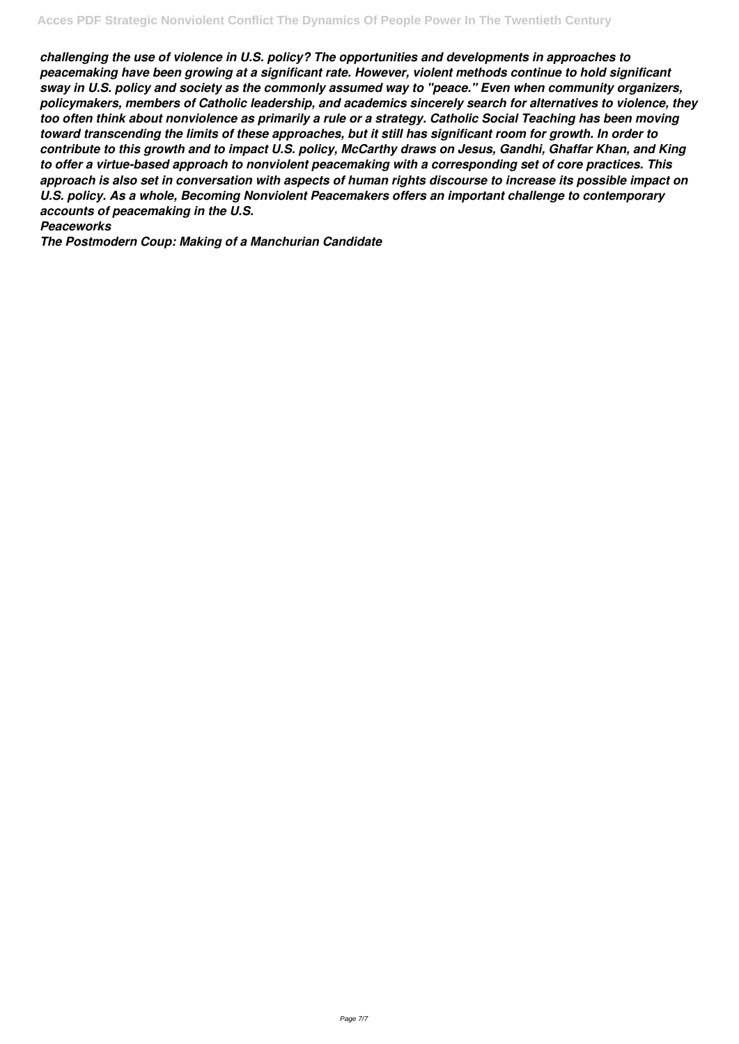*challenging the use of violence in U.S. policy? The opportunities and developments in approaches to peacemaking have been growing at a significant rate. However, violent methods continue to hold significant sway in U.S. policy and society as the commonly assumed way to "peace." Even when community organizers, policymakers, members of Catholic leadership, and academics sincerely search for alternatives to violence, they too often think about nonviolence as primarily a rule or a strategy. Catholic Social Teaching has been moving toward transcending the limits of these approaches, but it still has significant room for growth. In order to contribute to this growth and to impact U.S. policy, McCarthy draws on Jesus, Gandhi, Ghaffar Khan, and King to offer a virtue-based approach to nonviolent peacemaking with a corresponding set of core practices. This approach is also set in conversation with aspects of human rights discourse to increase its possible impact on U.S. policy. As a whole, Becoming Nonviolent Peacemakers offers an important challenge to contemporary accounts of peacemaking in the U.S.*

***Peaceworks***

***The Postmodern Coup: Making of a Manchurian Candidate***